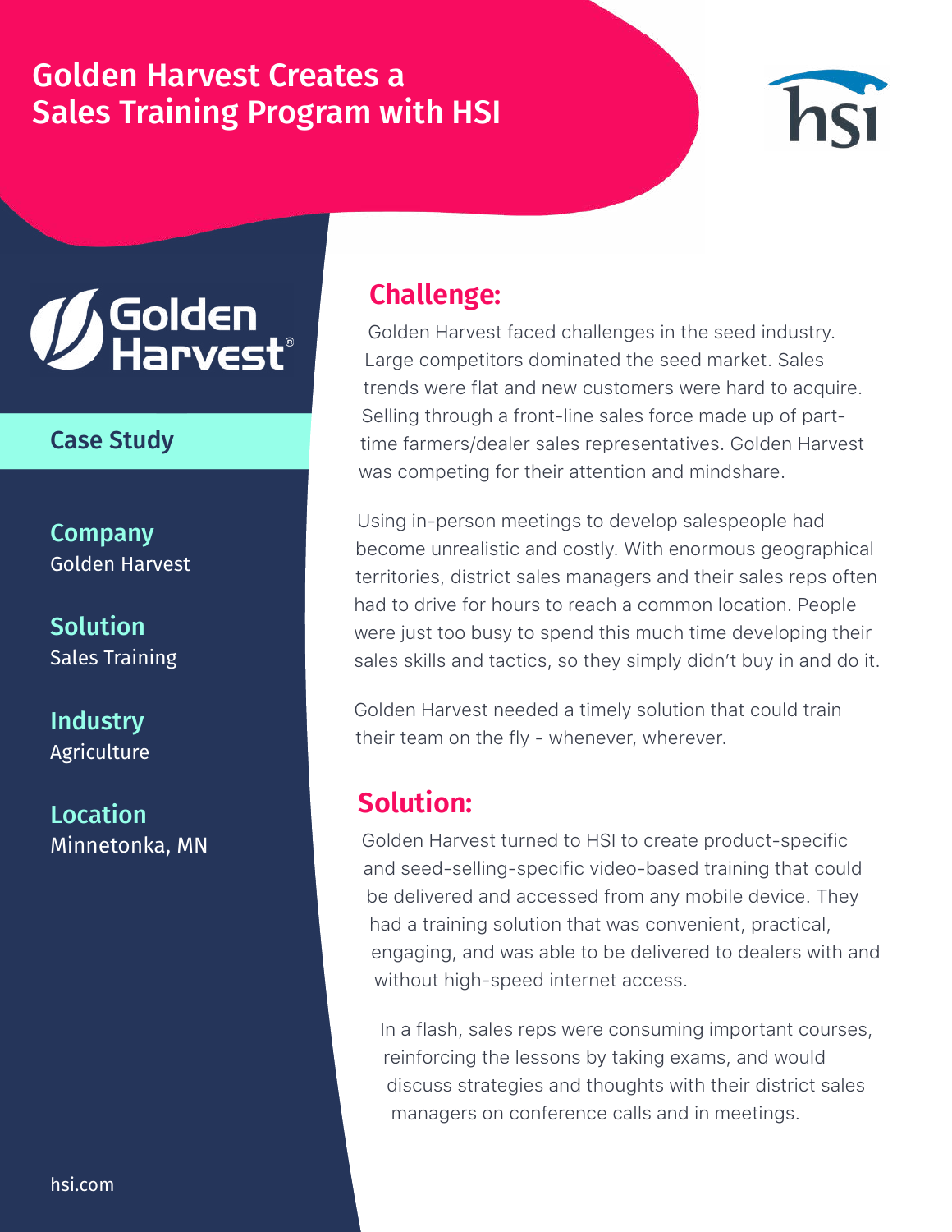# Golden Harvest Creates a Sales Training Program with HSI

hsi

Golden Harvest

**Case Study**

**Company**
Golden Harvest

**Solution**
Sales Training

**Industry**
Agriculture

**Location**
Minnetonka, MN

## Challenge:

Golden Harvest faced challenges in the seed industry. Large competitors dominated the seed market. Sales trends were flat and new customers were hard to acquire. Selling through a front-line sales force made up of part-time farmers/dealer sales representatives. Golden Harvest was competing for their attention and mindshare.

Using in-person meetings to develop salespeople had become unrealistic and costly. With enormous geographical territories, district sales managers and their sales reps often had to drive for hours to reach a common location. People were just too busy to spend this much time developing their sales skills and tactics, so they simply didn't buy in and do it.

Golden Harvest needed a timely solution that could train their team on the fly - whenever, wherever.

## Solution:

Golden Harvest turned to HSI to create product-specific and seed-selling-specific video-based training that could be delivered and accessed from any mobile device. They had a training solution that was convenient, practical, engaging, and was able to be delivered to dealers with and without high-speed internet access.

In a flash, sales reps were consuming important courses, reinforcing the lessons by taking exams, and would discuss strategies and thoughts with their district sales managers on conference calls and in meetings.

hsi.com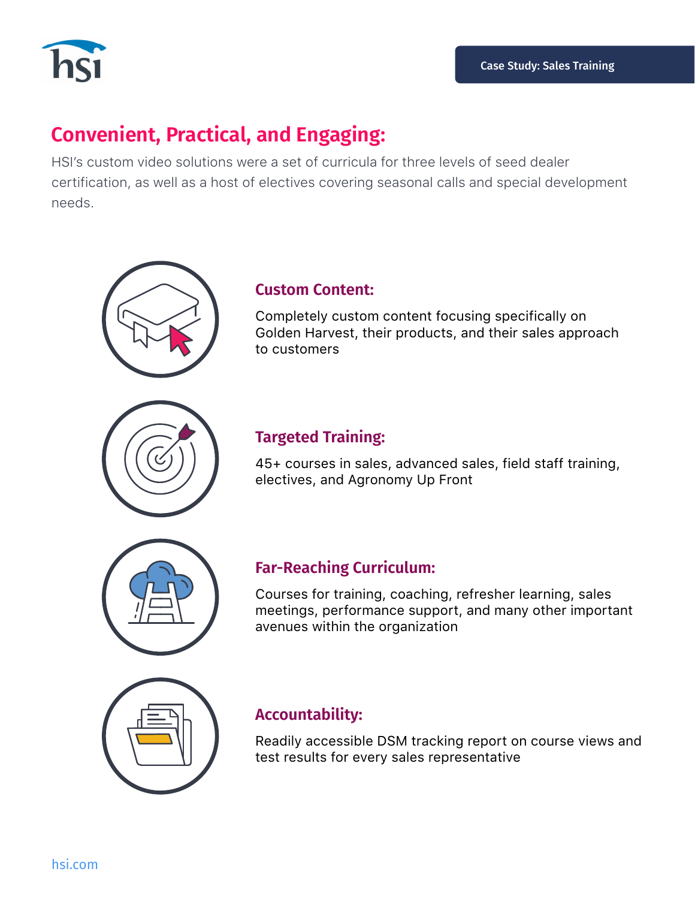## Convenient, Practical, and Engaging:

HSI's custom video solutions were a set of curricula for three levels of seed dealer certification, as well as a host of electives covering seasonal calls and special development needs.

### Custom Content:

Completely custom content focusing specifically on Golden Harvest, their products, and their sales approach to customers

### Targeted Training:

45+ courses in sales, advanced sales, field staff training, electives, and Agronomy Up Front

### Far-Reaching Curriculum:

Courses for training, coaching, refresher learning, sales meetings, performance support, and many other important avenues within the organization

### Accountability:

Readily accessible DSM tracking report on course views and test results for every sales representative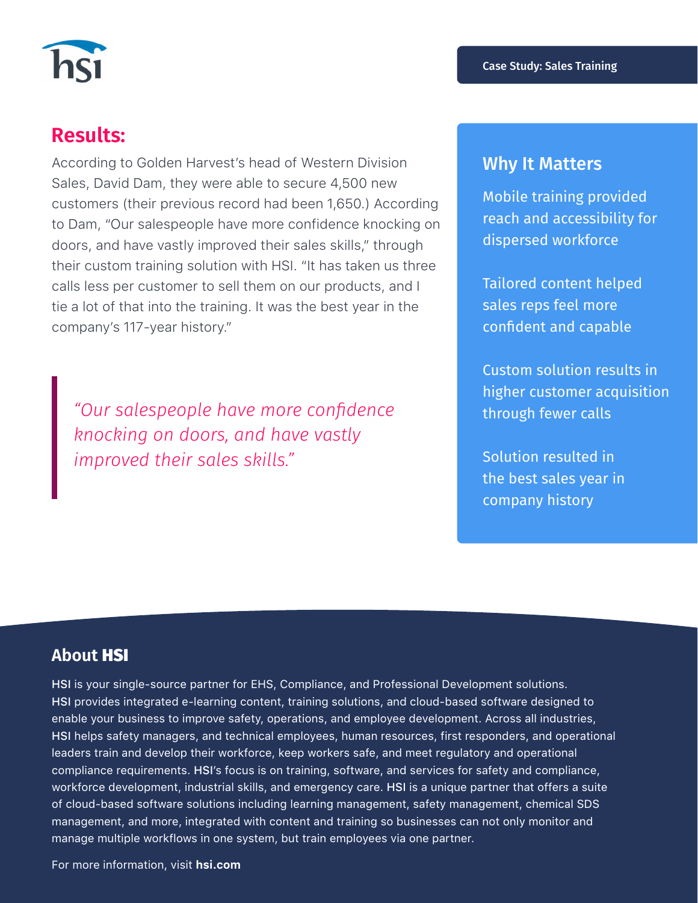Case Study: Sales Training

## Results:

According to Golden Harvest's head of Western Division Sales, David Dam, they were able to secure 4,500 new customers (their previous record had been 1,650.) According to Dam, "Our salespeople have more confidence knocking on doors, and have vastly improved their sales skills," through their custom training solution with HSI. "It has taken us three calls less per customer to sell them on our products, and I tie a lot of that into the training. It was the best year in the company's 117-year history."

> *"Our salespeople have more confidence knocking on doors, and have vastly improved their sales skills."*

## Why It Matters

Mobile training provided reach and accessibility for dispersed workforce

Tailored content helped sales reps feel more confident and capable

Custom solution results in higher customer acquisition through fewer calls

Solution resulted in the best sales year in company history

## About HSI

**HSI** is your single-source partner for EHS, Compliance, and Professional Development solutions. **HSI** provides integrated e-learning content, training solutions, and cloud-based software designed to enable your business to improve safety, operations, and employee development. Across all industries, **HSI** helps safety managers, and technical employees, human resources, first responders, and operational leaders train and develop their workforce, keep workers safe, and meet regulatory and operational compliance requirements. **HSI**'s focus is on training, software, and services for safety and compliance, workforce development, industrial skills, and emergency care. **HSI** is a unique partner that offers a suite of cloud-based software solutions including learning management, safety management, chemical SDS management, and more, integrated with content and training so businesses can not only monitor and manage multiple workflows in one system, but train employees via one partner.

For more information, visit **hsi.com**